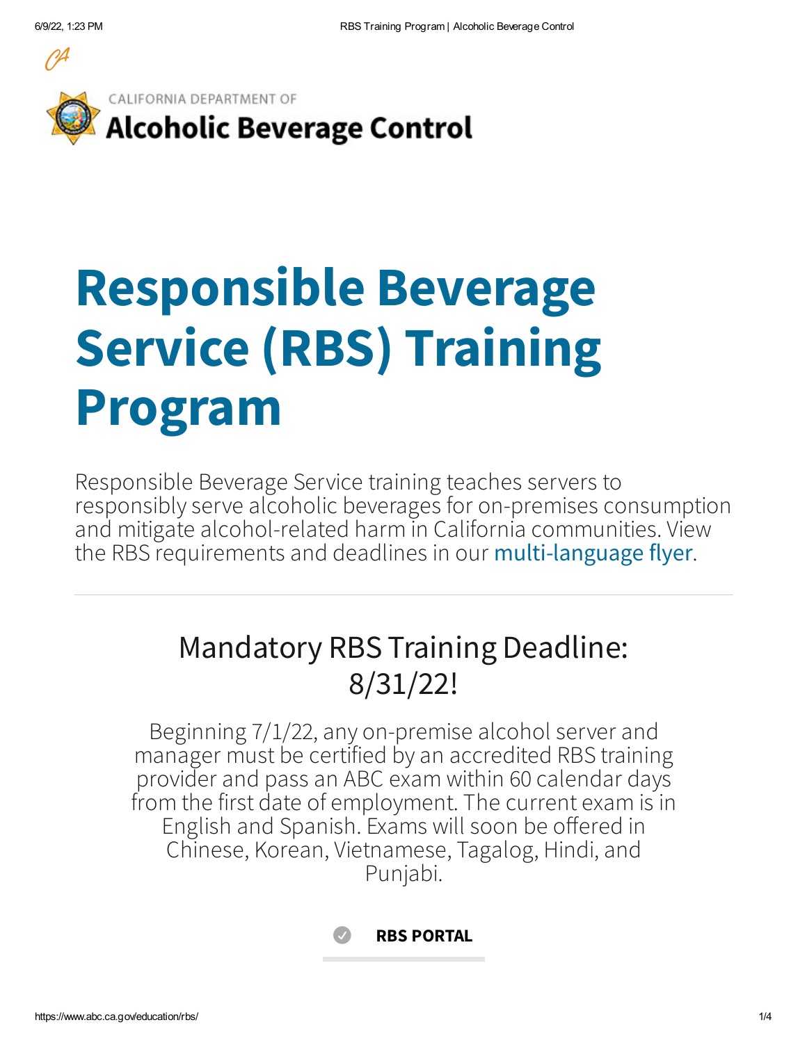CALIFORNIA DEPARTMENT OF

**Alcoholic Beverage Control**

# Responsible Beverage Service (RBS) Training Program

Responsible Beverage Service training teaches servers to responsibly serve alcoholic beverages for on-premises consumption and mitigate alcohol-related harm in California communities. View the RBS requirements and deadlines in our multi-language flyer.

## Mandatory RBS Training Deadline: 8/31/22!

Beginning 7/1/22, any on-premise alcohol server and manager must be certified by an accredited RBS training provider and pass an ABC exam within 60 calendar days from the first date of employment. The current exam is in English and Spanish. Exams will soon be offered in Chinese, Korean, Vietnamese, Tagalog, Hindi, and Punjabi.

**RBS PORTAL**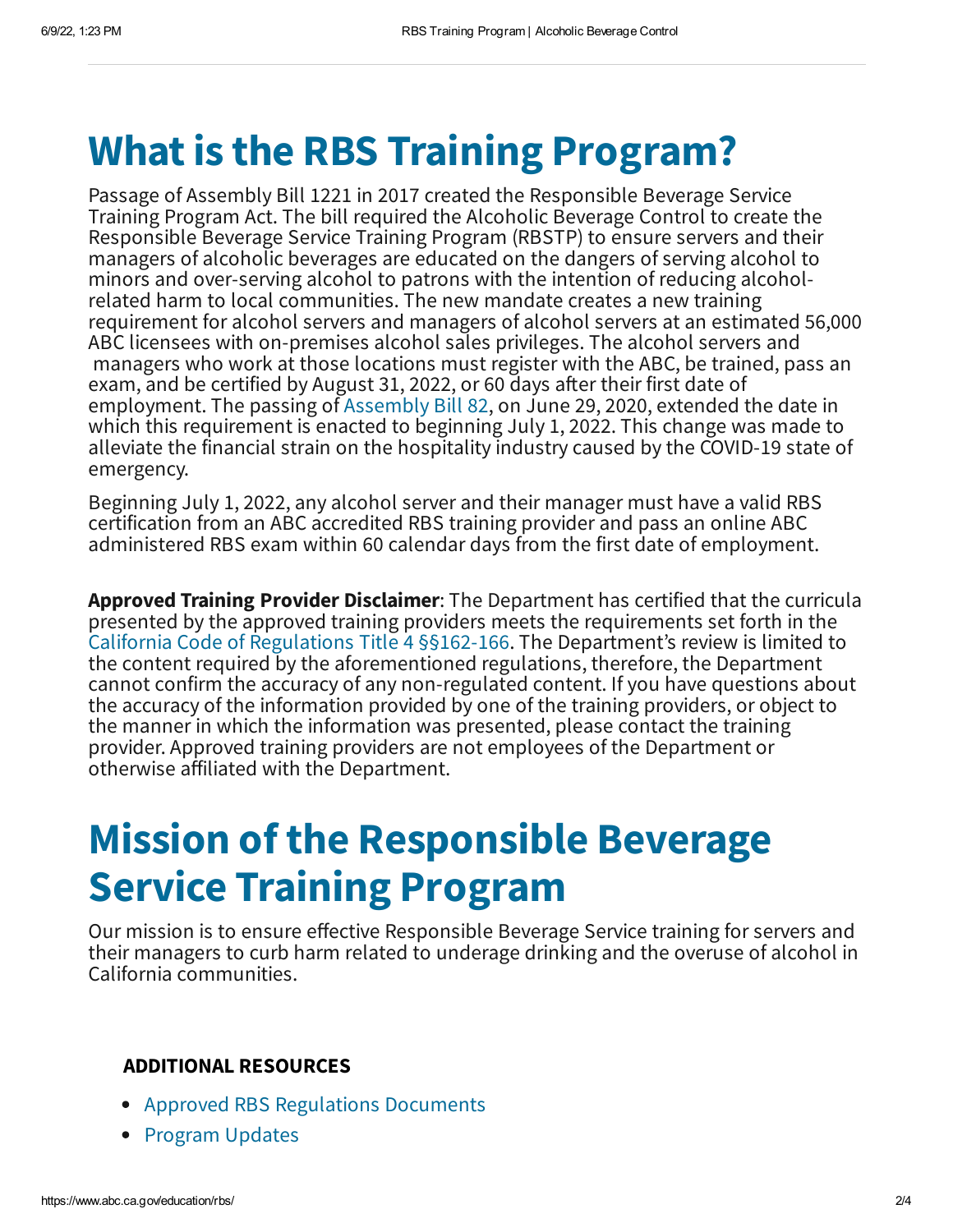# What is the RBS Training Program?

Passage of Assembly Bill 1221 in 2017 created the Responsible Beverage Service Training Program Act. The bill required the Alcoholic Beverage Control to create the Responsible Beverage Service Training Program (RBSTP) to ensure servers and their managers of alcoholic beverages are educated on the dangers of serving alcohol to minors and over-serving alcohol to patrons with the intention of reducing alcohol-related harm to local communities. The new mandate creates a new training requirement for alcohol servers and managers of alcohol servers at an estimated 56,000 ABC licensees with on-premises alcohol sales privileges. The alcohol servers and managers who work at those locations must register with the ABC, be trained, pass an exam, and be certified by August 31, 2022, or 60 days after their first date of employment. The passing of Assembly Bill 82, on June 29, 2020, extended the date in which this requirement is enacted to beginning July 1, 2022. This change was made to alleviate the financial strain on the hospitality industry caused by the COVID-19 state of emergency.

Beginning July 1, 2022, any alcohol server and their manager must have a valid RBS certification from an ABC accredited RBS training provider and pass an online ABC administered RBS exam within 60 calendar days from the first date of employment.

**Approved Training Provider Disclaimer**: The Department has certified that the curricula presented by the approved training providers meets the requirements set forth in the California Code of Regulations Title 4 §§162-166. The Department's review is limited to the content required by the aforementioned regulations, therefore, the Department cannot confirm the accuracy of any non-regulated content. If you have questions about the accuracy of the information provided by one of the training providers, or object to the manner in which the information was presented, please contact the training provider. Approved training providers are not employees of the Department or otherwise affiliated with the Department.

# Mission of the Responsible Beverage Service Training Program

Our mission is to ensure effective Responsible Beverage Service training for servers and their managers to curb harm related to underage drinking and the overuse of alcohol in California communities.

### ADDITIONAL RESOURCES

- Approved RBS Regulations Documents
- Program Updates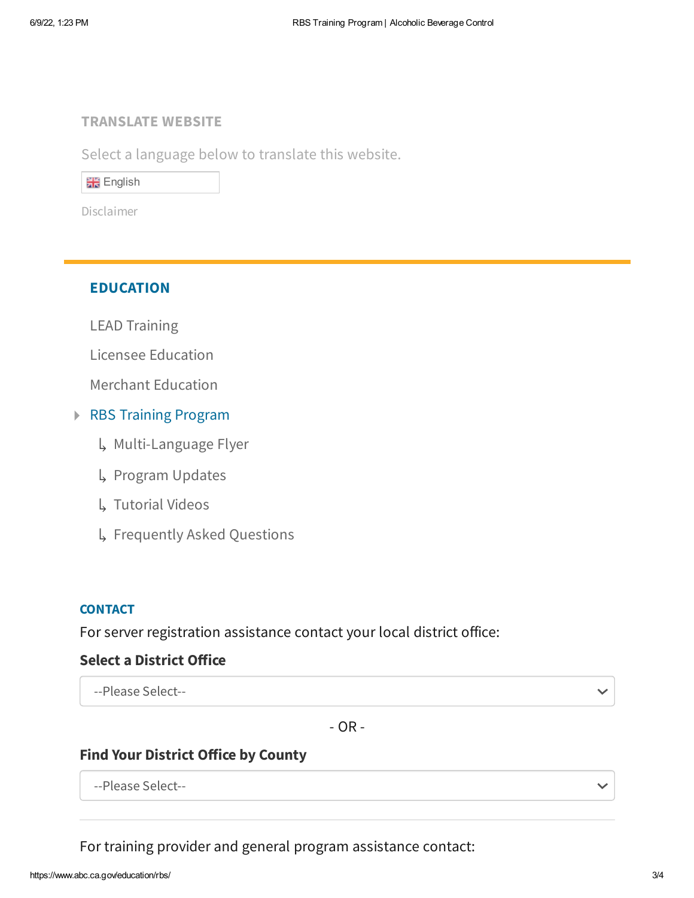## TRANSLATE WEBSITE

Select a language below to translate this website.

English

Disclaimer

## EDUCATION

- LEAD Training
- Licensee Education
- Merchant Education
- RBS Training Program
  - ↳ Multi-Language Flyer
  - ↳ Program Updates
  - ↳ Tutorial Videos
  - ↳ Frequently Asked Questions

### CONTACT

For server registration assistance contact your local district office:

**Select a District Office**

--Please Select--

- OR -

**Find Your District Office by County**

--Please Select--

---

For training provider and general program assistance contact: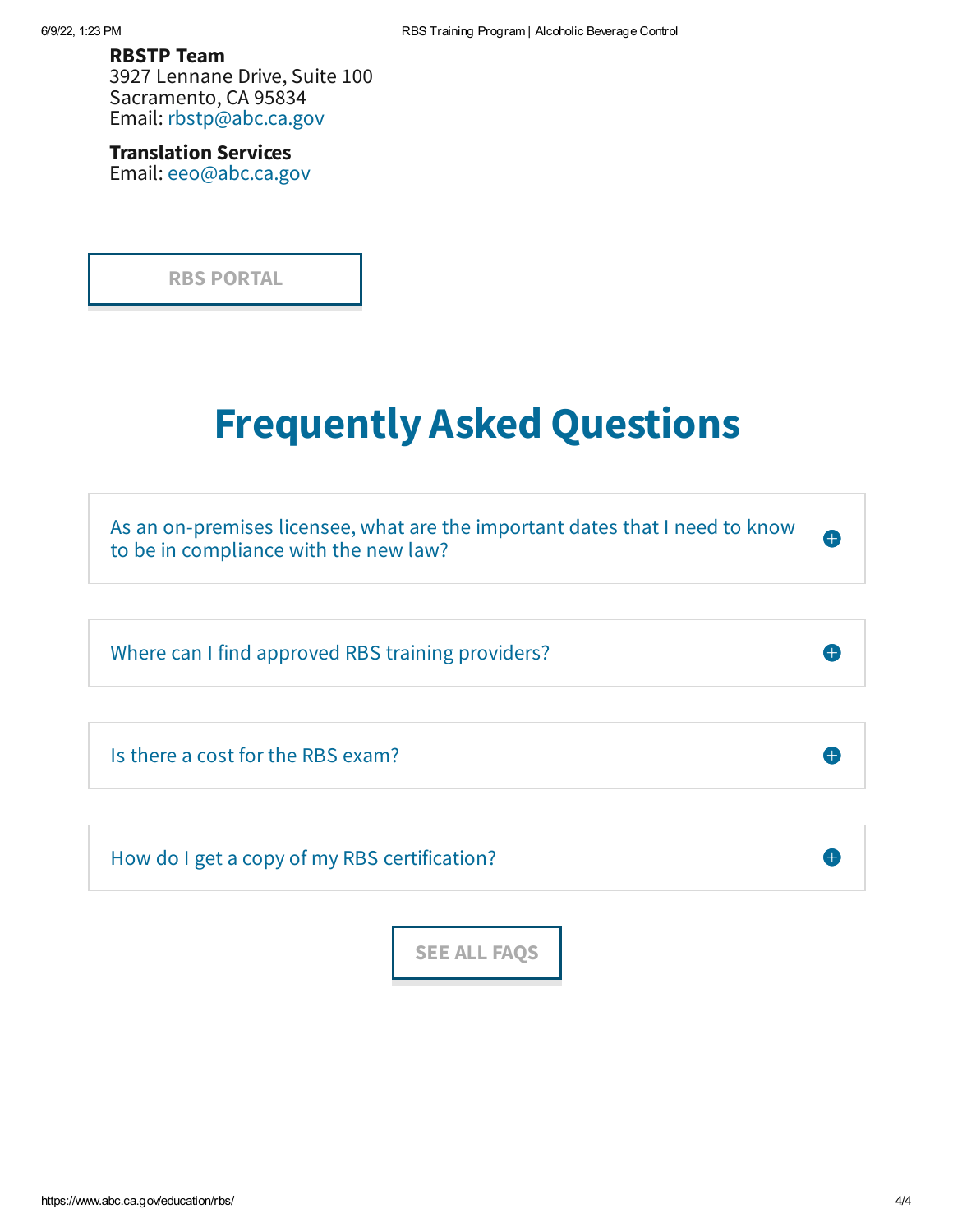**RBSTP Team**
3927 Lennane Drive, Suite 100
Sacramento, CA 95834
Email: rbstp@abc.ca.gov

**Translation Services**
Email: eeo@abc.ca.gov

RBS PORTAL

# Frequently Asked Questions

As an on-premises licensee, what are the important dates that I need to know to be in compliance with the new law?

Where can I find approved RBS training providers?

Is there a cost for the RBS exam?

How do I get a copy of my RBS certification?

SEE ALL FAQS